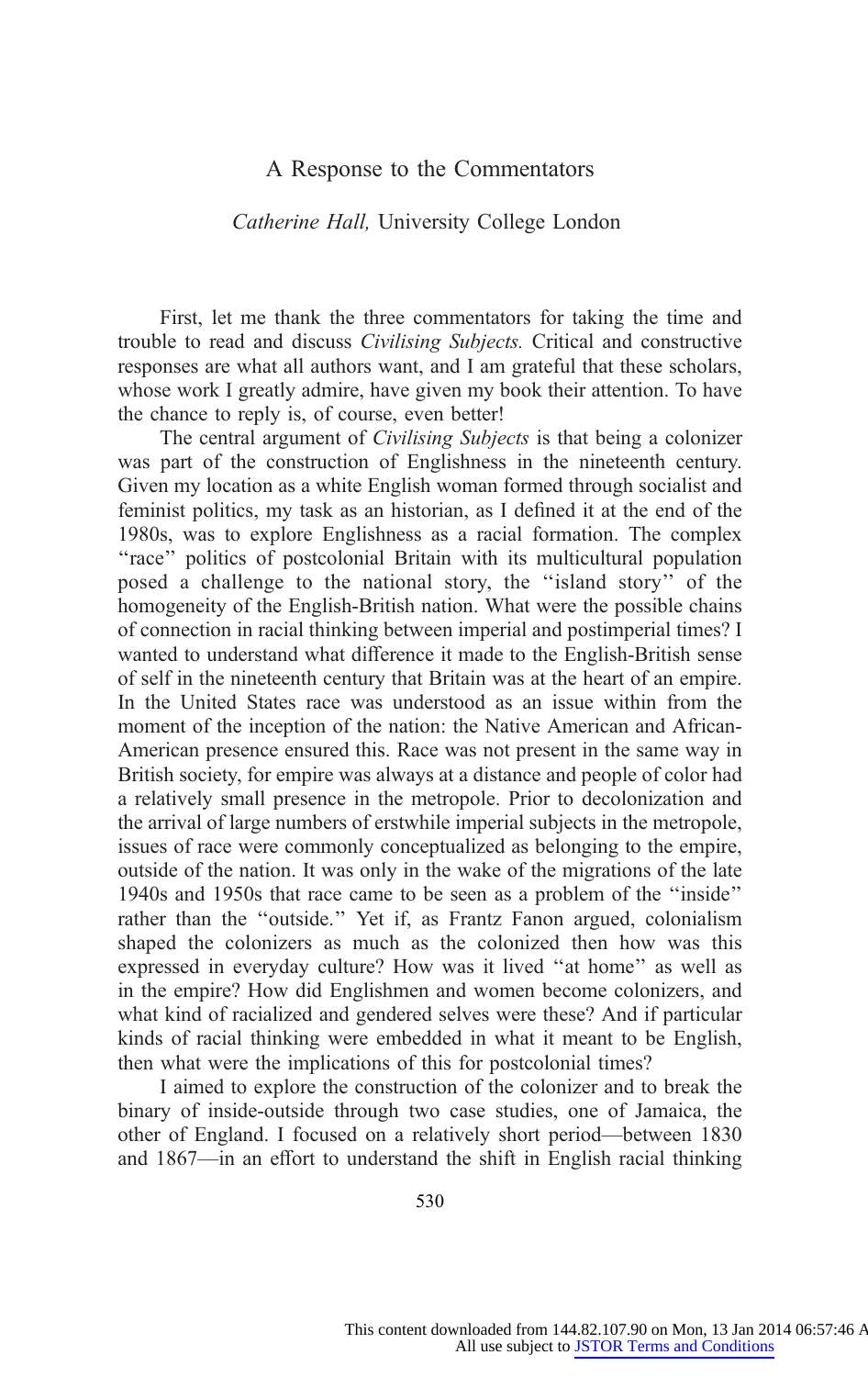# A Response to the Commentators

*Catherine Hall,* University College London

First, let me thank the three commentators for taking the time and trouble to read and discuss *Civilising Subjects.* Critical and constructive responses are what all authors want, and I am grateful that these scholars, whose work I greatly admire, have given my book their attention. To have the chance to reply is, of course, even better!

The central argument of *Civilising Subjects* is that being a colonizer was part of the construction of Englishness in the nineteenth century. Given my location as a white English woman formed through socialist and feminist politics, my task as an historian, as I defined it at the end of the 1980s, was to explore Englishness as a racial formation. The complex "race" politics of postcolonial Britain with its multicultural population posed a challenge to the national story, the "island story" of the homogeneity of the English-British nation. What were the possible chains of connection in racial thinking between imperial and postimperial times? I wanted to understand what difference it made to the English-British sense of self in the nineteenth century that Britain was at the heart of an empire. In the United States race was understood as an issue within from the moment of the inception of the nation: the Native American and African-American presence ensured this. Race was not present in the same way in British society, for empire was always at a distance and people of color had a relatively small presence in the metropole. Prior to decolonization and the arrival of large numbers of erstwhile imperial subjects in the metropole, issues of race were commonly conceptualized as belonging to the empire, outside of the nation. It was only in the wake of the migrations of the late 1940s and 1950s that race came to be seen as a problem of the "inside" rather than the "outside." Yet if, as Frantz Fanon argued, colonialism shaped the colonizers as much as the colonized then how was this expressed in everyday culture? How was it lived "at home" as well as in the empire? How did Englishmen and women become colonizers, and what kind of racialized and gendered selves were these? And if particular kinds of racial thinking were embedded in what it meant to be English, then what were the implications of this for postcolonial times?

I aimed to explore the construction of the colonizer and to break the binary of inside-outside through two case studies, one of Jamaica, the other of England. I focused on a relatively short period—between 1830 and 1867—in an effort to understand the shift in English racial thinking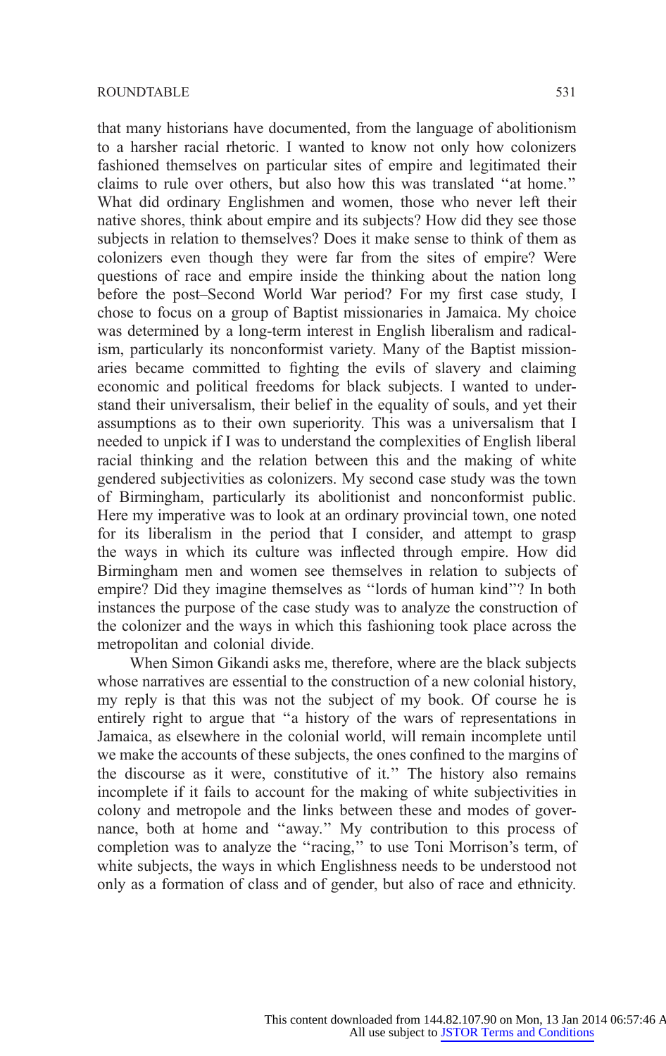that many historians have documented, from the language of abolitionism to a harsher racial rhetoric. I wanted to know not only how colonizers fashioned themselves on particular sites of empire and legitimated their claims to rule over others, but also how this was translated ''at home.'' What did ordinary Englishmen and women, those who never left their native shores, think about empire and its subjects? How did they see those subjects in relation to themselves? Does it make sense to think of them as colonizers even though they were far from the sites of empire? Were questions of race and empire inside the thinking about the nation long before the post–Second World War period? For my first case study, I chose to focus on a group of Baptist missionaries in Jamaica. My choice was determined by a long-term interest in English liberalism and radicalism, particularly its nonconformist variety. Many of the Baptist missionaries became committed to fighting the evils of slavery and claiming economic and political freedoms for black subjects. I wanted to understand their universalism, their belief in the equality of souls, and yet their assumptions as to their own superiority. This was a universalism that I needed to unpick if I was to understand the complexities of English liberal racial thinking and the relation between this and the making of white gendered subjectivities as colonizers. My second case study was the town of Birmingham, particularly its abolitionist and nonconformist public. Here my imperative was to look at an ordinary provincial town, one noted for its liberalism in the period that I consider, and attempt to grasp the ways in which its culture was inflected through empire. How did Birmingham men and women see themselves in relation to subjects of empire? Did they imagine themselves as ''lords of human kind''? In both instances the purpose of the case study was to analyze the construction of the colonizer and the ways in which this fashioning took place across the metropolitan and colonial divide.

When Simon Gikandi asks me, therefore, where are the black subjects whose narratives are essential to the construction of a new colonial history, my reply is that this was not the subject of my book. Of course he is entirely right to argue that ''a history of the wars of representations in Jamaica, as elsewhere in the colonial world, will remain incomplete until we make the accounts of these subjects, the ones confined to the margins of the discourse as it were, constitutive of it.'' The history also remains incomplete if it fails to account for the making of white subjectivities in colony and metropole and the links between these and modes of governance, both at home and ''away.'' My contribution to this process of completion was to analyze the ''racing,'' to use Toni Morrison's term, of white subjects, the ways in which Englishness needs to be understood not only as a formation of class and of gender, but also of race and ethnicity.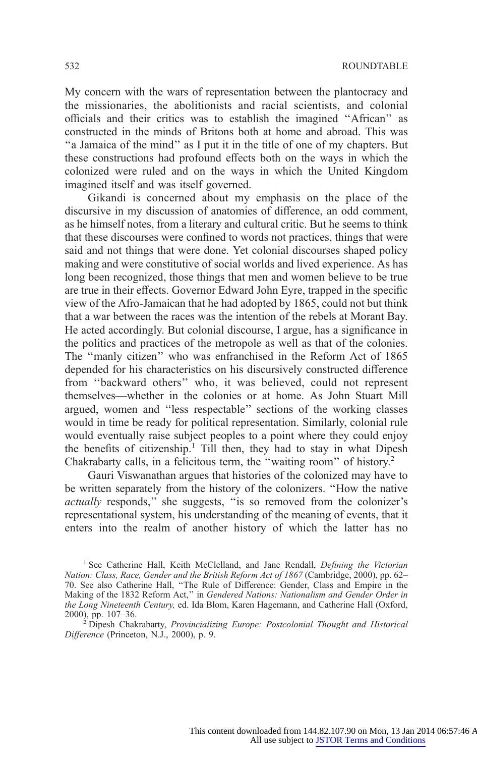My concern with the wars of representation between the plantocracy and the missionaries, the abolitionists and racial scientists, and colonial officials and their critics was to establish the imagined "African" as constructed in the minds of Britons both at home and abroad. This was "a Jamaica of the mind" as I put it in the title of one of my chapters. But these constructions had profound effects both on the ways in which the colonized were ruled and on the ways in which the United Kingdom imagined itself and was itself governed.

Gikandi is concerned about my emphasis on the place of the discursive in my discussion of anatomies of difference, an odd comment, as he himself notes, from a literary and cultural critic. But he seems to think that these discourses were confined to words not practices, things that were said and not things that were done. Yet colonial discourses shaped policy making and were constitutive of social worlds and lived experience. As has long been recognized, those things that men and women believe to be true are true in their effects. Governor Edward John Eyre, trapped in the specific view of the Afro-Jamaican that he had adopted by 1865, could not but think that a war between the races was the intention of the rebels at Morant Bay. He acted accordingly. But colonial discourse, I argue, has a significance in the politics and practices of the metropole as well as that of the colonies. The "manly citizen" who was enfranchised in the Reform Act of 1865 depended for his characteristics on his discursively constructed difference from "backward others" who, it was believed, could not represent themselves—whether in the colonies or at home. As John Stuart Mill argued, women and "less respectable" sections of the working classes would in time be ready for political representation. Similarly, colonial rule would eventually raise subject peoples to a point where they could enjoy the benefits of citizenship.[1] Till then, they had to stay in what Dipesh Chakrabarty calls, in a felicitous term, the "waiting room" of history.[2]

Gauri Viswanathan argues that histories of the colonized may have to be written separately from the history of the colonizers. "How the native *actually* responds," she suggests, "is so removed from the colonizer's representational system, his understanding of the meaning of events, that it enters into the realm of another history of which the latter has no

[1] See Catherine Hall, Keith McClelland, and Jane Rendall, *Defining the Victorian Nation: Class, Race, Gender and the British Reform Act of 1867* (Cambridge, 2000), pp. 62–70. See also Catherine Hall, "The Rule of Difference: Gender, Class and Empire in the Making of the 1832 Reform Act," in *Gendered Nations: Nationalism and Gender Order in the Long Nineteenth Century,* ed. Ida Blom, Karen Hagemann, and Catherine Hall (Oxford, 2000), pp. 107–36.

[2] Dipesh Chakrabarty, *Provincializing Europe: Postcolonial Thought and Historical Difference* (Princeton, N.J., 2000), p. 9.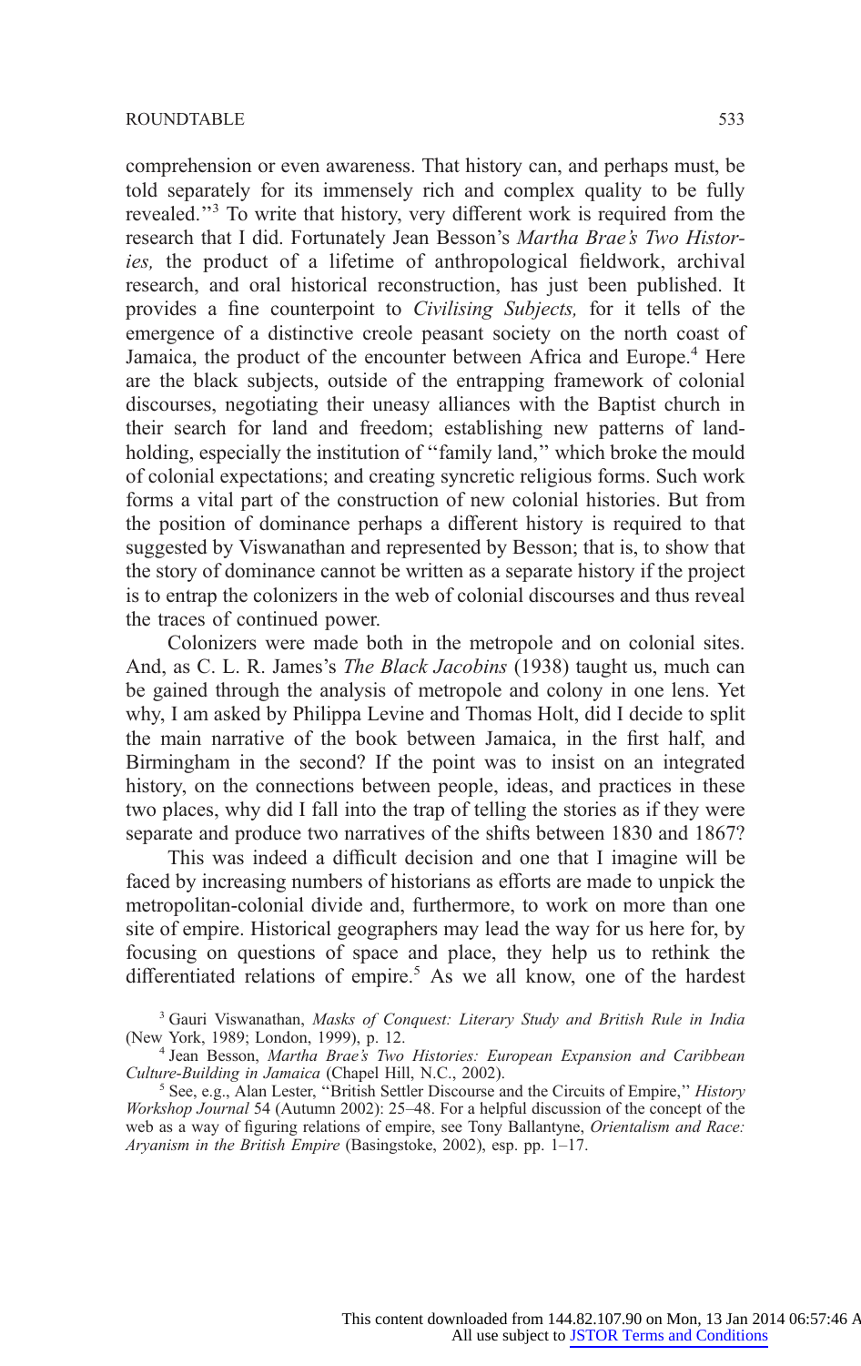comprehension or even awareness. That history can, and perhaps must, be told separately for its immensely rich and complex quality to be fully revealed."[3] To write that history, very different work is required from the research that I did. Fortunately Jean Besson's *Martha Brae's Two Histories,* the product of a lifetime of anthropological fieldwork, archival research, and oral historical reconstruction, has just been published. It provides a fine counterpoint to *Civilising Subjects,* for it tells of the emergence of a distinctive creole peasant society on the north coast of Jamaica, the product of the encounter between Africa and Europe.[4] Here are the black subjects, outside of the entrapping framework of colonial discourses, negotiating their uneasy alliances with the Baptist church in their search for land and freedom; establishing new patterns of landholding, especially the institution of "family land," which broke the mould of colonial expectations; and creating syncretic religious forms. Such work forms a vital part of the construction of new colonial histories. But from the position of dominance perhaps a different history is required to that suggested by Viswanathan and represented by Besson; that is, to show that the story of dominance cannot be written as a separate history if the project is to entrap the colonizers in the web of colonial discourses and thus reveal the traces of continued power.

Colonizers were made both in the metropole and on colonial sites. And, as C. L. R. James's *The Black Jacobins* (1938) taught us, much can be gained through the analysis of metropole and colony in one lens. Yet why, I am asked by Philippa Levine and Thomas Holt, did I decide to split the main narrative of the book between Jamaica, in the first half, and Birmingham in the second? If the point was to insist on an integrated history, on the connections between people, ideas, and practices in these two places, why did I fall into the trap of telling the stories as if they were separate and produce two narratives of the shifts between 1830 and 1867?

This was indeed a difficult decision and one that I imagine will be faced by increasing numbers of historians as efforts are made to unpick the metropolitan-colonial divide and, furthermore, to work on more than one site of empire. Historical geographers may lead the way for us here for, by focusing on questions of space and place, they help us to rethink the differentiated relations of empire.[5] As we all know, one of the hardest

[3] Gauri Viswanathan, *Masks of Conquest: Literary Study and British Rule in India* (New York, 1989; London, 1999), p. 12.

[4] Jean Besson, *Martha Brae's Two Histories: European Expansion and Caribbean Culture-Building in Jamaica* (Chapel Hill, N.C., 2002).

[5] See, e.g., Alan Lester, "British Settler Discourse and the Circuits of Empire," *History Workshop Journal* 54 (Autumn 2002): 25–48. For a helpful discussion of the concept of the web as a way of figuring relations of empire, see Tony Ballantyne, *Orientalism and Race: Aryanism in the British Empire* (Basingstoke, 2002), esp. pp. 1–17.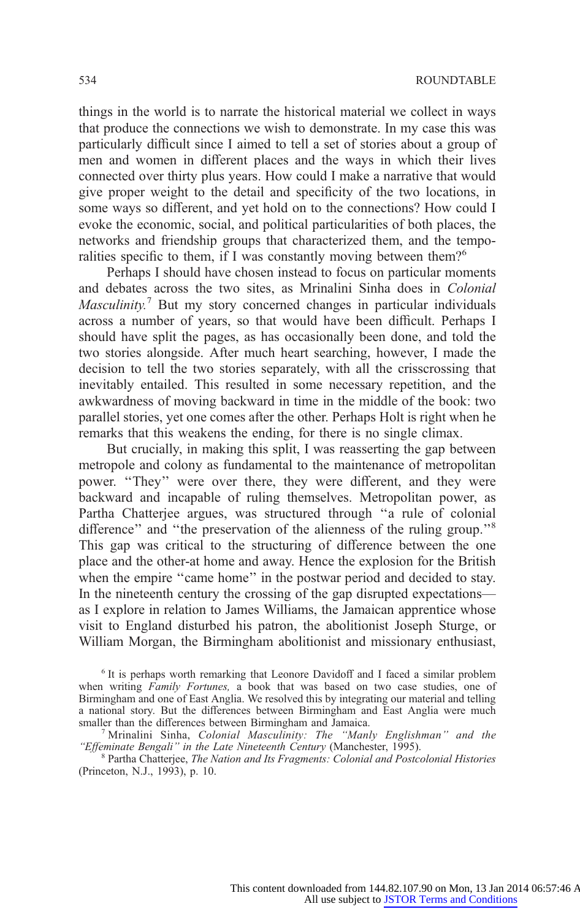things in the world is to narrate the historical material we collect in ways that produce the connections we wish to demonstrate. In my case this was particularly difficult since I aimed to tell a set of stories about a group of men and women in different places and the ways in which their lives connected over thirty plus years. How could I make a narrative that would give proper weight to the detail and specificity of the two locations, in some ways so different, and yet hold on to the connections? How could I evoke the economic, social, and political particularities of both places, the networks and friendship groups that characterized them, and the temporalities specific to them, if I was constantly moving between them?[6]

Perhaps I should have chosen instead to focus on particular moments and debates across the two sites, as Mrinalini Sinha does in *Colonial Masculinity.*[7] But my story concerned changes in particular individuals across a number of years, so that would have been difficult. Perhaps I should have split the pages, as has occasionally been done, and told the two stories alongside. After much heart searching, however, I made the decision to tell the two stories separately, with all the crisscrossing that inevitably entailed. This resulted in some necessary repetition, and the awkwardness of moving backward in time in the middle of the book: two parallel stories, yet one comes after the other. Perhaps Holt is right when he remarks that this weakens the ending, for there is no single climax.

But crucially, in making this split, I was reasserting the gap between metropole and colony as fundamental to the maintenance of metropolitan power. ''They'' were over there, they were different, and they were backward and incapable of ruling themselves. Metropolitan power, as Partha Chatterjee argues, was structured through ''a rule of colonial difference'' and ''the preservation of the alienness of the ruling group.''[8] This gap was critical to the structuring of difference between the one place and the other-at home and away. Hence the explosion for the British when the empire ''came home'' in the postwar period and decided to stay. In the nineteenth century the crossing of the gap disrupted expectations—as I explore in relation to James Williams, the Jamaican apprentice whose visit to England disturbed his patron, the abolitionist Joseph Sturge, or William Morgan, the Birmingham abolitionist and missionary enthusiast,

[6] It is perhaps worth remarking that Leonore Davidoff and I faced a similar problem when writing *Family Fortunes,* a book that was based on two case studies, one of Birmingham and one of East Anglia. We resolved this by integrating our material and telling a national story. But the differences between Birmingham and East Anglia were much smaller than the differences between Birmingham and Jamaica.

[7] Mrinalini Sinha, *Colonial Masculinity: The ''Manly Englishman'' and the ''Effeminate Bengali'' in the Late Nineteenth Century* (Manchester, 1995).

[8] Partha Chatterjee, *The Nation and Its Fragments: Colonial and Postcolonial Histories* (Princeton, N.J., 1993), p. 10.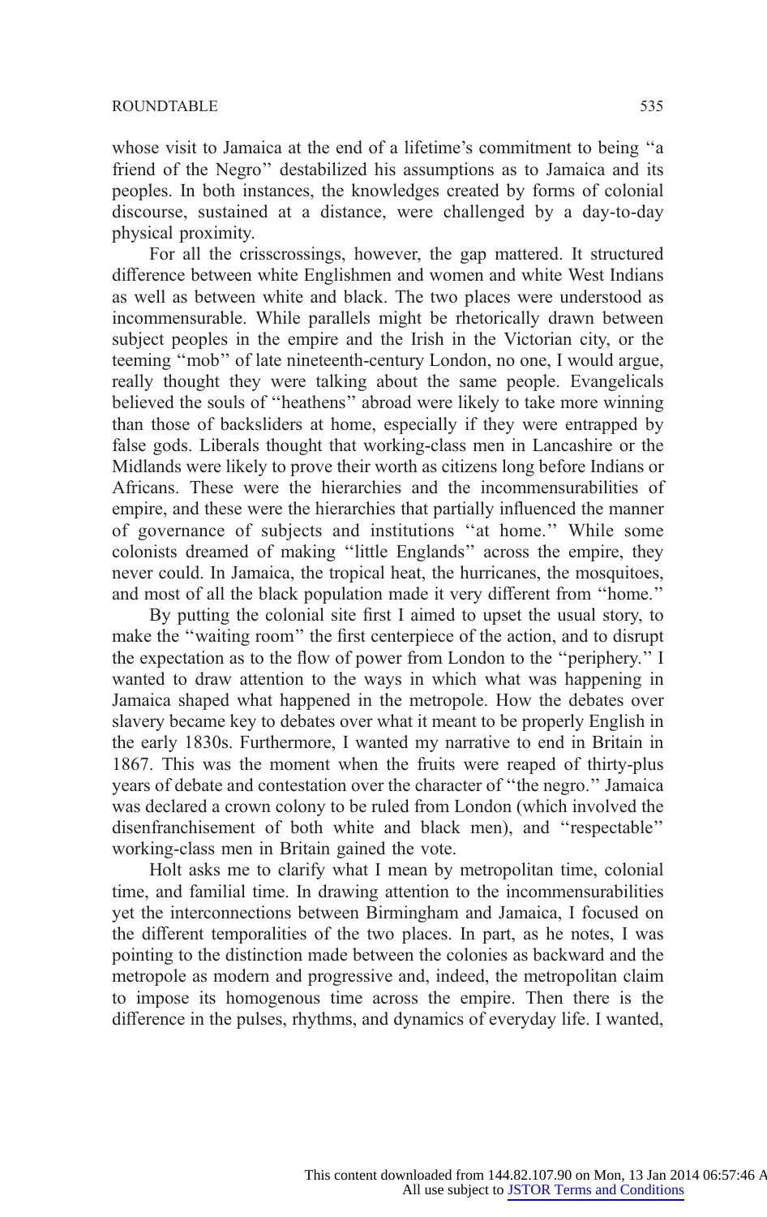whose visit to Jamaica at the end of a lifetime's commitment to being "a friend of the Negro" destabilized his assumptions as to Jamaica and its peoples. In both instances, the knowledges created by forms of colonial discourse, sustained at a distance, were challenged by a day-to-day physical proximity.

For all the crisscrossings, however, the gap mattered. It structured difference between white Englishmen and women and white West Indians as well as between white and black. The two places were understood as incommensurable. While parallels might be rhetorically drawn between subject peoples in the empire and the Irish in the Victorian city, or the teeming "mob" of late nineteenth-century London, no one, I would argue, really thought they were talking about the same people. Evangelicals believed the souls of "heathens" abroad were likely to take more winning than those of backsliders at home, especially if they were entrapped by false gods. Liberals thought that working-class men in Lancashire or the Midlands were likely to prove their worth as citizens long before Indians or Africans. These were the hierarchies and the incommensurabilities of empire, and these were the hierarchies that partially influenced the manner of governance of subjects and institutions "at home." While some colonists dreamed of making "little Englands" across the empire, they never could. In Jamaica, the tropical heat, the hurricanes, the mosquitoes, and most of all the black population made it very different from "home."

By putting the colonial site first I aimed to upset the usual story, to make the "waiting room" the first centerpiece of the action, and to disrupt the expectation as to the flow of power from London to the "periphery." I wanted to draw attention to the ways in which what was happening in Jamaica shaped what happened in the metropole. How the debates over slavery became key to debates over what it meant to be properly English in the early 1830s. Furthermore, I wanted my narrative to end in Britain in 1867. This was the moment when the fruits were reaped of thirty-plus years of debate and contestation over the character of "the negro." Jamaica was declared a crown colony to be ruled from London (which involved the disenfranchisement of both white and black men), and "respectable" working-class men in Britain gained the vote.

Holt asks me to clarify what I mean by metropolitan time, colonial time, and familial time. In drawing attention to the incommensurabilities yet the interconnections between Birmingham and Jamaica, I focused on the different temporalities of the two places. In part, as he notes, I was pointing to the distinction made between the colonies as backward and the metropole as modern and progressive and, indeed, the metropolitan claim to impose its homogenous time across the empire. Then there is the difference in the pulses, rhythms, and dynamics of everyday life. I wanted,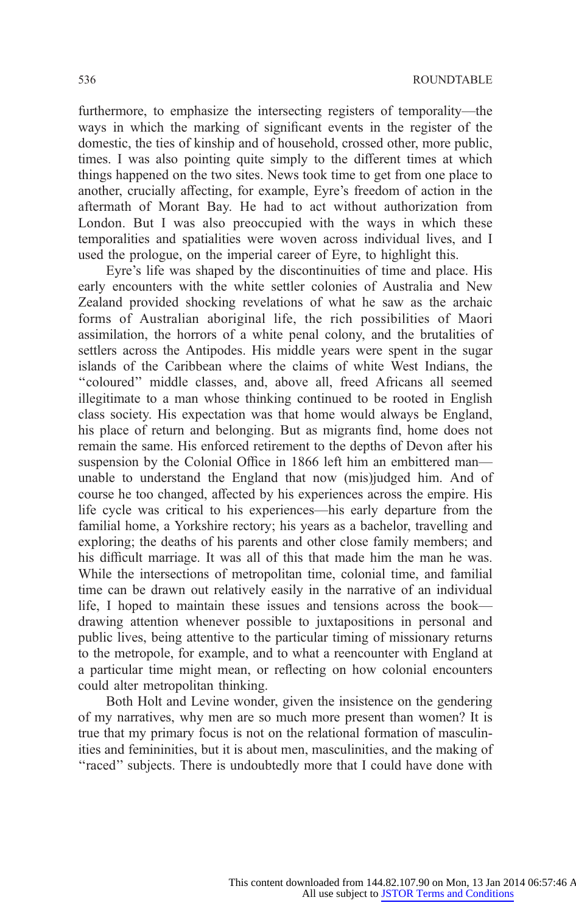furthermore, to emphasize the intersecting registers of temporality—the ways in which the marking of significant events in the register of the domestic, the ties of kinship and of household, crossed other, more public, times. I was also pointing quite simply to the different times at which things happened on the two sites. News took time to get from one place to another, crucially affecting, for example, Eyre's freedom of action in the aftermath of Morant Bay. He had to act without authorization from London. But I was also preoccupied with the ways in which these temporalities and spatialities were woven across individual lives, and I used the prologue, on the imperial career of Eyre, to highlight this.

Eyre's life was shaped by the discontinuities of time and place. His early encounters with the white settler colonies of Australia and New Zealand provided shocking revelations of what he saw as the archaic forms of Australian aboriginal life, the rich possibilities of Maori assimilation, the horrors of a white penal colony, and the brutalities of settlers across the Antipodes. His middle years were spent in the sugar islands of the Caribbean where the claims of white West Indians, the "coloured" middle classes, and, above all, freed Africans all seemed illegitimate to a man whose thinking continued to be rooted in English class society. His expectation was that home would always be England, his place of return and belonging. But as migrants find, home does not remain the same. His enforced retirement to the depths of Devon after his suspension by the Colonial Office in 1866 left him an embittered man—unable to understand the England that now (mis)judged him. And of course he too changed, affected by his experiences across the empire. His life cycle was critical to his experiences—his early departure from the familial home, a Yorkshire rectory; his years as a bachelor, travelling and exploring; the deaths of his parents and other close family members; and his difficult marriage. It was all of this that made him the man he was. While the intersections of metropolitan time, colonial time, and familial time can be drawn out relatively easily in the narrative of an individual life, I hoped to maintain these issues and tensions across the book—drawing attention whenever possible to juxtapositions in personal and public lives, being attentive to the particular timing of missionary returns to the metropole, for example, and to what a reencounter with England at a particular time might mean, or reflecting on how colonial encounters could alter metropolitan thinking.

Both Holt and Levine wonder, given the insistence on the gendering of my narratives, why men are so much more present than women? It is true that my primary focus is not on the relational formation of masculinities and femininities, but it is about men, masculinities, and the making of "raced" subjects. There is undoubtedly more that I could have done with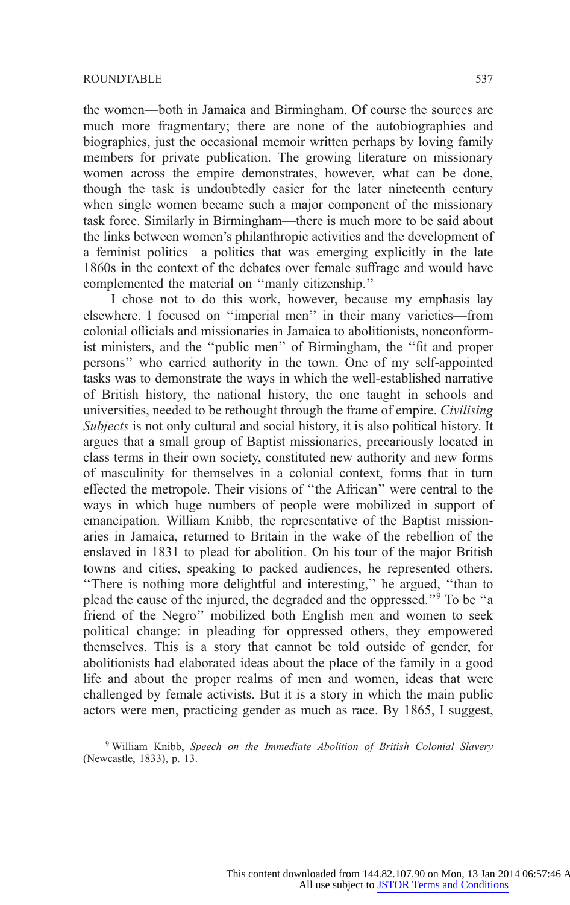the women—both in Jamaica and Birmingham. Of course the sources are much more fragmentary; there are none of the autobiographies and biographies, just the occasional memoir written perhaps by loving family members for private publication. The growing literature on missionary women across the empire demonstrates, however, what can be done, though the task is undoubtedly easier for the later nineteenth century when single women became such a major component of the missionary task force. Similarly in Birmingham—there is much more to be said about the links between women's philanthropic activities and the development of a feminist politics—a politics that was emerging explicitly in the late 1860s in the context of the debates over female suffrage and would have complemented the material on "manly citizenship."

I chose not to do this work, however, because my emphasis lay elsewhere. I focused on "imperial men" in their many varieties—from colonial officials and missionaries in Jamaica to abolitionists, nonconformist ministers, and the "public men" of Birmingham, the "fit and proper persons" who carried authority in the town. One of my self-appointed tasks was to demonstrate the ways in which the well-established narrative of British history, the national history, the one taught in schools and universities, needed to be rethought through the frame of empire. *Civilising Subjects* is not only cultural and social history, it is also political history. It argues that a small group of Baptist missionaries, precariously located in class terms in their own society, constituted new authority and new forms of masculinity for themselves in a colonial context, forms that in turn effected the metropole. Their visions of "the African" were central to the ways in which huge numbers of people were mobilized in support of emancipation. William Knibb, the representative of the Baptist missionaries in Jamaica, returned to Britain in the wake of the rebellion of the enslaved in 1831 to plead for abolition. On his tour of the major British towns and cities, speaking to packed audiences, he represented others. "There is nothing more delightful and interesting," he argued, "than to plead the cause of the injured, the degraded and the oppressed."[9] To be "a friend of the Negro" mobilized both English men and women to seek political change: in pleading for oppressed others, they empowered themselves. This is a story that cannot be told outside of gender, for abolitionists had elaborated ideas about the place of the family in a good life and about the proper realms of men and women, ideas that were challenged by female activists. But it is a story in which the main public actors were men, practicing gender as much as race. By 1865, I suggest,

[9] William Knibb, *Speech on the Immediate Abolition of British Colonial Slavery* (Newcastle, 1833), p. 13.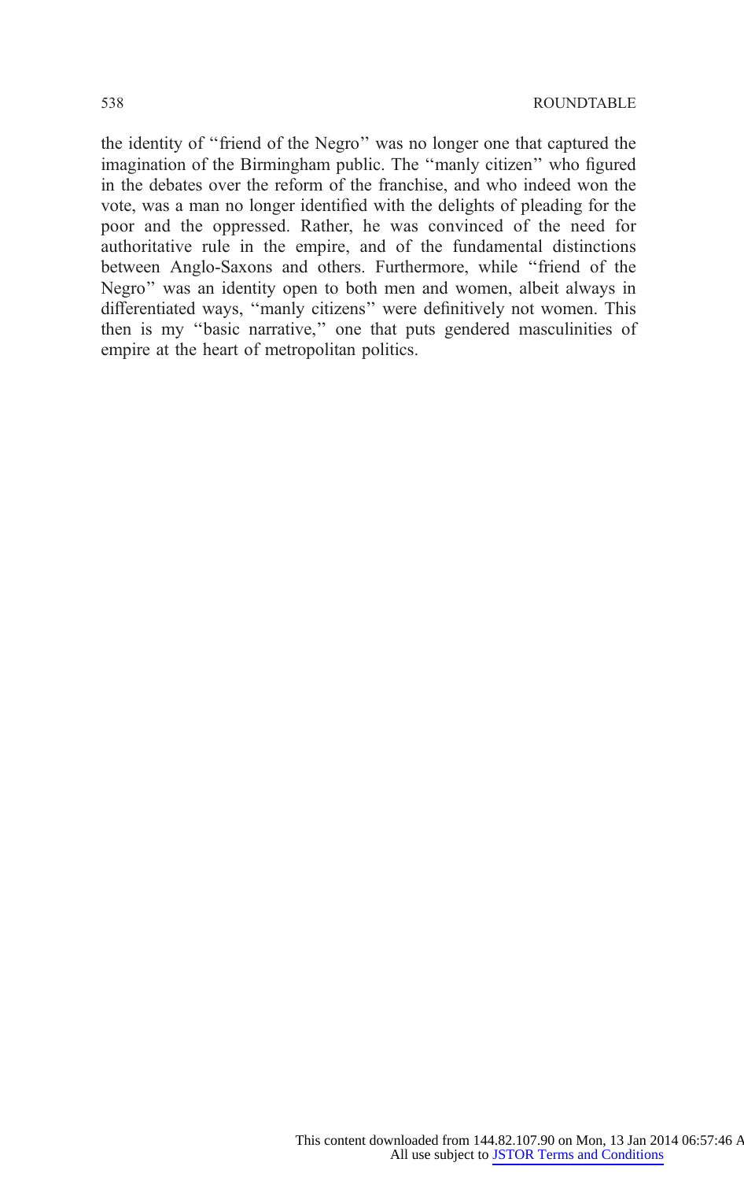the identity of ''friend of the Negro'' was no longer one that captured the imagination of the Birmingham public. The ''manly citizen'' who figured in the debates over the reform of the franchise, and who indeed won the vote, was a man no longer identified with the delights of pleading for the poor and the oppressed. Rather, he was convinced of the need for authoritative rule in the empire, and of the fundamental distinctions between Anglo-Saxons and others. Furthermore, while ''friend of the Negro'' was an identity open to both men and women, albeit always in differentiated ways, ''manly citizens'' were definitively not women. This then is my ''basic narrative,'' one that puts gendered masculinities of empire at the heart of metropolitan politics.